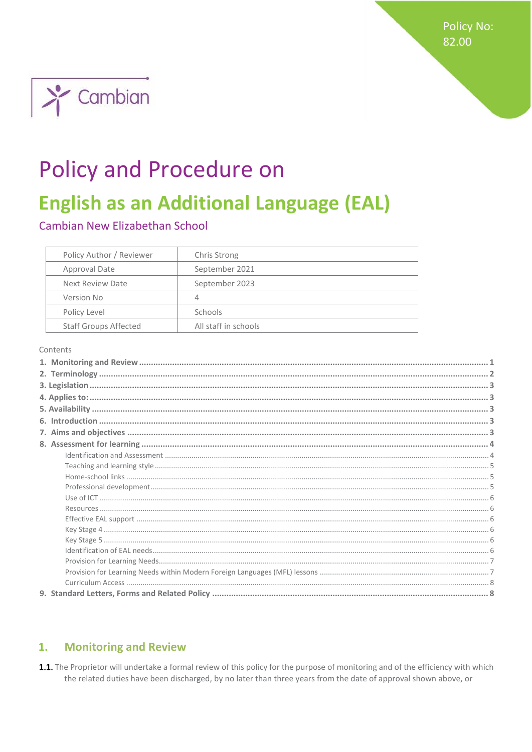Policy No: 82.00

Cambian

# Policy and Procedure on

# English as an Additional Language (EAL)

## Cambian New Elizabethan School

| Policy Author / Reviewer | Chris Strong |
|---|---|
| Approval Date | September 2021 |
| Next Review Date | September 2023 |
| Version No | 4 |
| Policy Level | Schools |
| Staff Groups Affected | All staff in schools |

Contents

**1. Monitoring and Review** ..... 1
**2. Terminology** ..... 2
**3. Legislation** ..... 3
**4. Applies to:** ..... 3
**5. Availability** ..... 3
**6. Introduction** ..... 3
**7. Aims and objectives** ..... 3
**8. Assessment for learning** ..... 4
- Identification and Assessment ..... 4
- Teaching and learning style ..... 5
- Home-school links ..... 5
- Professional development ..... 5
- Use of ICT ..... 6
- Resources ..... 6
- Effective EAL support ..... 6
- Key Stage 4 ..... 6
- Key Stage 5 ..... 6
- Identification of EAL needs ..... 6
- Provision for Learning Needs ..... 7
- Provision for Learning Needs within Modern Foreign Languages (MFL) lessons ..... 7
- Curriculum Access ..... 8

**9. Standard Letters, Forms and Related Policy** ..... 8

## 1. Monitoring and Review

**1.1.** The Proprietor will undertake a formal review of this policy for the purpose of monitoring and of the efficiency with which the related duties have been discharged, by no later than three years from the date of approval shown above, or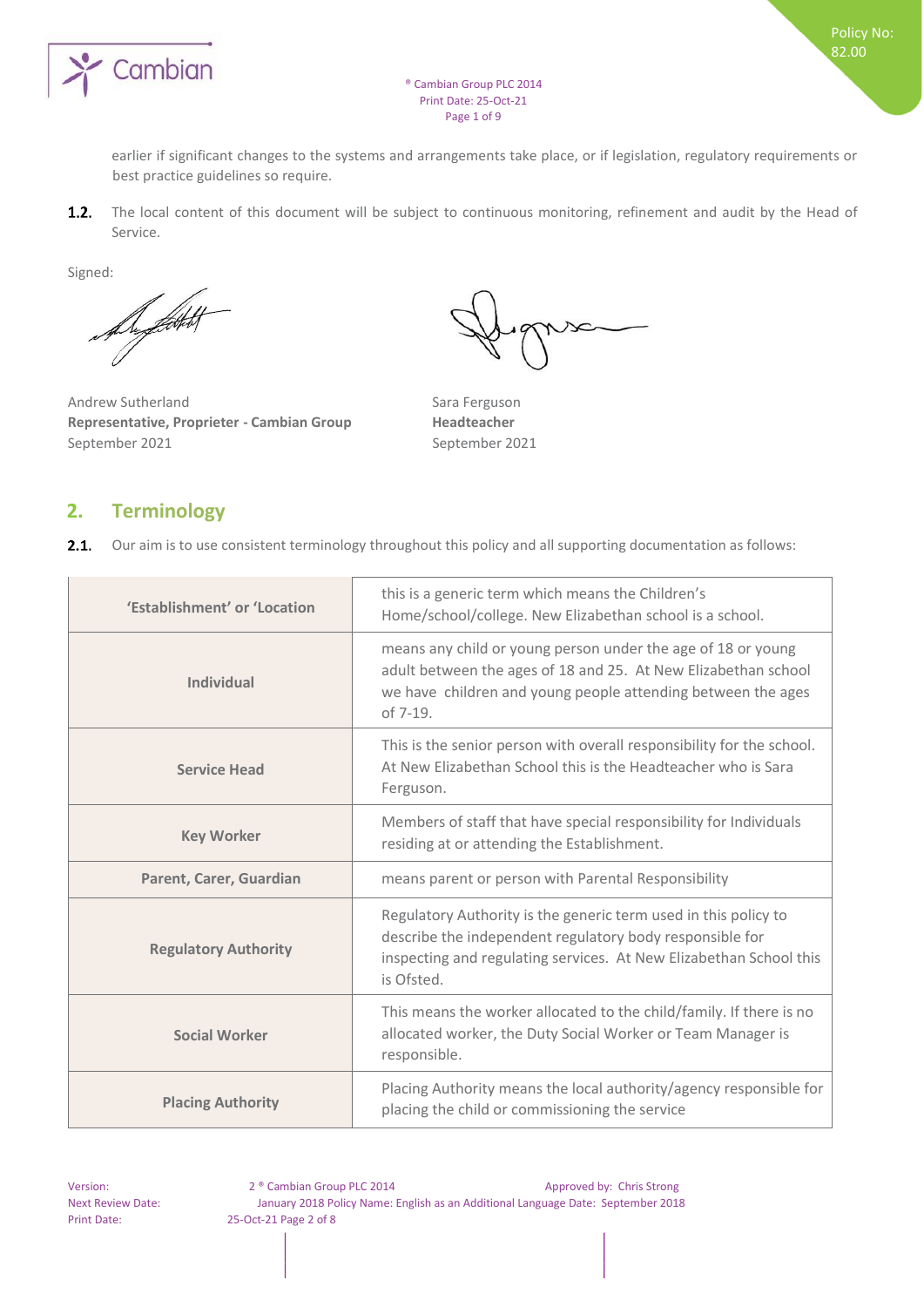earlier if significant changes to the systems and arrangements take place, or if legislation, regulatory requirements or best practice guidelines so require.

**1.2.** The local content of this document will be subject to continuous monitoring, refinement and audit by the Head of Service.

Signed:

Andrew Sutherland
**Representative, Proprieter - Cambian Group**
September 2021

Sara Ferguson
**Headteacher**
September 2021

## 2. Terminology

**2.1.** Our aim is to use consistent terminology throughout this policy and all supporting documentation as follows:

| | |
|---|---|
| **'Establishment' or 'Location** | this is a generic term which means the Children's Home/school/college. New Elizabethan school is a school. |
| **Individual** | means any child or young person under the age of 18 or young adult between the ages of 18 and 25. At New Elizabethan school we have children and young people attending between the ages of 7-19. |
| **Service Head** | This is the senior person with overall responsibility for the school. At New Elizabethan School this is the Headteacher who is Sara Ferguson. |
| **Key Worker** | Members of staff that have special responsibility for Individuals residing at or attending the Establishment. |
| **Parent, Carer, Guardian** | means parent or person with Parental Responsibility |
| **Regulatory Authority** | Regulatory Authority is the generic term used in this policy to describe the independent regulatory body responsible for inspecting and regulating services. At New Elizabethan School this is Ofsted. |
| **Social Worker** | This means the worker allocated to the child/family. If there is no allocated worker, the Duty Social Worker or Team Manager is responsible. |
| **Placing Authority** | Placing Authority means the local authority/agency responsible for placing the child or commissioning the service |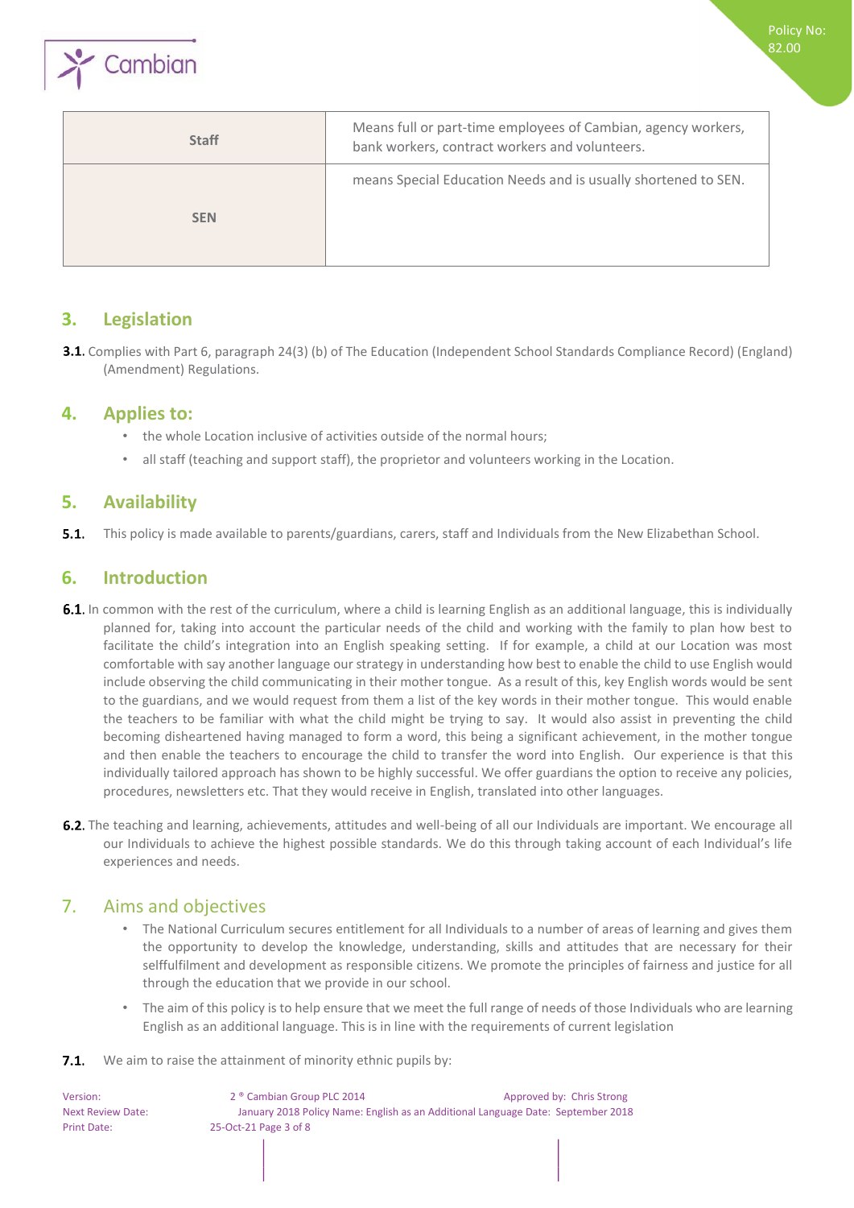| Staff | Means full or part-time employees of Cambian, agency workers, bank workers, contract workers and volunteers. |
| --- | --- |
| SEN | means Special Education Needs and is usually shortened to SEN. |

## 3. Legislation

**3.1.** Complies with Part 6, paragraph 24(3) (b) of The Education (Independent School Standards Compliance Record) (England) (Amendment) Regulations.

## 4. Applies to:

- the whole Location inclusive of activities outside of the normal hours;
- all staff (teaching and support staff), the proprietor and volunteers working in the Location.

## 5. Availability

**5.1.** This policy is made available to parents/guardians, carers, staff and Individuals from the New Elizabethan School.

## 6. Introduction

**6.1.** In common with the rest of the curriculum, where a child is learning English as an additional language, this is individually planned for, taking into account the particular needs of the child and working with the family to plan how best to facilitate the child's integration into an English speaking setting. If for example, a child at our Location was most comfortable with say another language our strategy in understanding how best to enable the child to use English would include observing the child communicating in their mother tongue. As a result of this, key English words would be sent to the guardians, and we would request from them a list of the key words in their mother tongue. This would enable the teachers to be familiar with what the child might be trying to say. It would also assist in preventing the child becoming disheartened having managed to form a word, this being a significant achievement, in the mother tongue and then enable the teachers to encourage the child to transfer the word into English. Our experience is that this individually tailored approach has shown to be highly successful. We offer guardians the option to receive any policies, procedures, newsletters etc. That they would receive in English, translated into other languages.

**6.2.** The teaching and learning, achievements, attitudes and well-being of all our Individuals are important. We encourage all our Individuals to achieve the highest possible standards. We do this through taking account of each Individual's life experiences and needs.

## 7. Aims and objectives

- The National Curriculum secures entitlement for all Individuals to a number of areas of learning and gives them the opportunity to develop the knowledge, understanding, skills and attitudes that are necessary for their selffulfilment and development as responsible citizens. We promote the principles of fairness and justice for all through the education that we provide in our school.
- The aim of this policy is to help ensure that we meet the full range of needs of those Individuals who are learning English as an additional language. This is in line with the requirements of current legislation

**7.1.** We aim to raise the attainment of minority ethnic pupils by: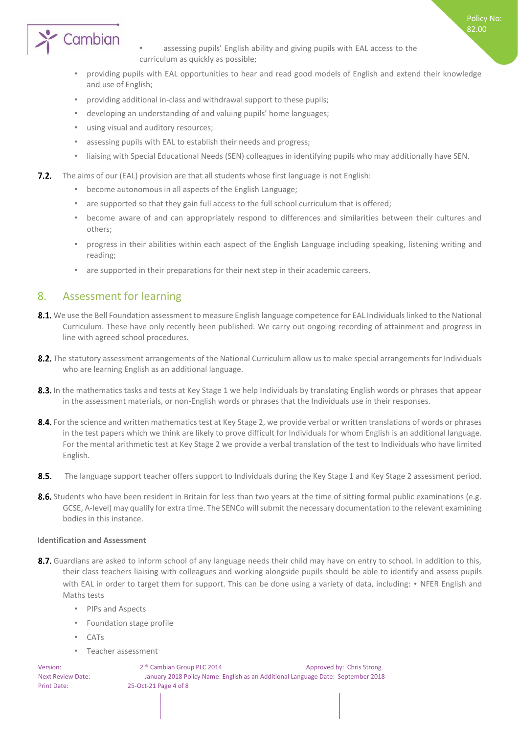- assessing pupils' English ability and giving pupils with EAL access to the curriculum as quickly as possible;
- providing pupils with EAL opportunities to hear and read good models of English and extend their knowledge and use of English;
- providing additional in-class and withdrawal support to these pupils;
- developing an understanding of and valuing pupils' home languages;
- using visual and auditory resources;
- assessing pupils with EAL to establish their needs and progress;
- liaising with Special Educational Needs (SEN) colleagues in identifying pupils who may additionally have SEN.

**7.2.** The aims of our (EAL) provision are that all students whose first language is not English:

- become autonomous in all aspects of the English Language;
- are supported so that they gain full access to the full school curriculum that is offered;
- become aware of and can appropriately respond to differences and similarities between their cultures and others;
- progress in their abilities within each aspect of the English Language including speaking, listening writing and reading;
- are supported in their preparations for their next step in their academic careers.

## 8. Assessment for learning

**8.1.** We use the Bell Foundation assessment to measure English language competence for EAL Individuals linked to the National Curriculum. These have only recently been published. We carry out ongoing recording of attainment and progress in line with agreed school procedures.

**8.2.** The statutory assessment arrangements of the National Curriculum allow us to make special arrangements for Individuals who are learning English as an additional language.

**8.3.** In the mathematics tasks and tests at Key Stage 1 we help Individuals by translating English words or phrases that appear in the assessment materials, or non-English words or phrases that the Individuals use in their responses.

**8.4.** For the science and written mathematics test at Key Stage 2, we provide verbal or written translations of words or phrases in the test papers which we think are likely to prove difficult for Individuals for whom English is an additional language. For the mental arithmetic test at Key Stage 2 we provide a verbal translation of the test to Individuals who have limited English.

**8.5.** The language support teacher offers support to Individuals during the Key Stage 1 and Key Stage 2 assessment period.

**8.6.** Students who have been resident in Britain for less than two years at the time of sitting formal public examinations (e.g. GCSE, A-level) may qualify for extra time. The SENCo will submit the necessary documentation to the relevant examining bodies in this instance.

**Identification and Assessment**

**8.7.** Guardians are asked to inform school of any language needs their child may have on entry to school. In addition to this, their class teachers liaising with colleagues and working alongside pupils should be able to identify and assess pupils with EAL in order to target them for support. This can be done using a variety of data, including: • NFER English and Maths tests

- PIPs and Aspects
- Foundation stage profile
- CATs
- Teacher assessment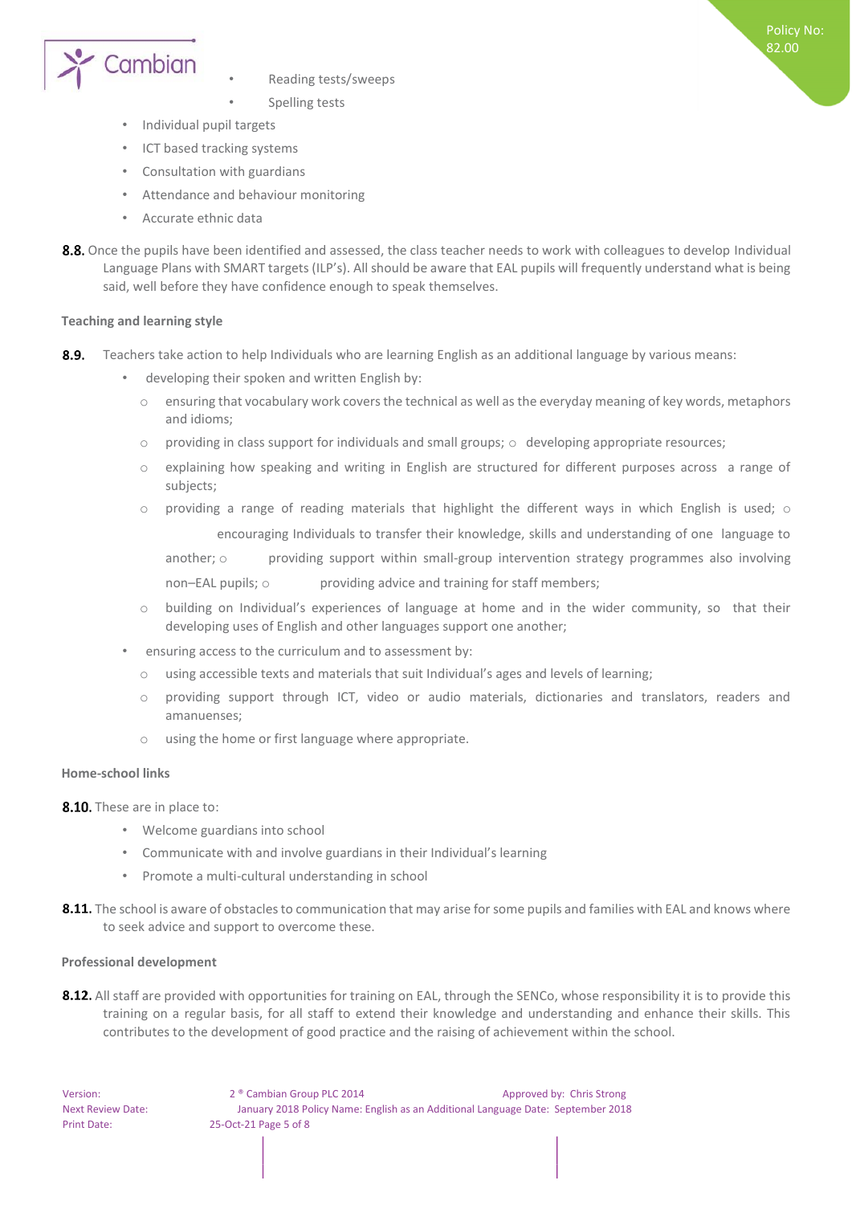- Reading tests/sweeps
- Spelling tests
- Individual pupil targets
- ICT based tracking systems
- Consultation with guardians
- Attendance and behaviour monitoring
- Accurate ethnic data

**8.8.** Once the pupils have been identified and assessed, the class teacher needs to work with colleagues to develop Individual Language Plans with SMART targets (ILP's). All should be aware that EAL pupils will frequently understand what is being said, well before they have confidence enough to speak themselves.

**Teaching and learning style**

**8.9.** Teachers take action to help Individuals who are learning English as an additional language by various means:

- developing their spoken and written English by:
  - ensuring that vocabulary work covers the technical as well as the everyday meaning of key words, metaphors and idioms;
  - providing in class support for individuals and small groups;
  - developing appropriate resources;
  - explaining how speaking and writing in English are structured for different purposes across a range of subjects;
  - providing a range of reading materials that highlight the different ways in which English is used;
  - encouraging Individuals to transfer their knowledge, skills and understanding of one language to another;
  - providing support within small-group intervention strategy programmes also involving non–EAL pupils;
  - providing advice and training for staff members;
  - building on Individual's experiences of language at home and in the wider community, so that their developing uses of English and other languages support one another;
- ensuring access to the curriculum and to assessment by:
  - using accessible texts and materials that suit Individual's ages and levels of learning;
  - providing support through ICT, video or audio materials, dictionaries and translators, readers and amanuenses;
  - using the home or first language where appropriate.

**Home-school links**

**8.10.** These are in place to:

- Welcome guardians into school
- Communicate with and involve guardians in their Individual's learning
- Promote a multi-cultural understanding in school

**8.11.** The school is aware of obstacles to communication that may arise for some pupils and families with EAL and knows where to seek advice and support to overcome these.

**Professional development**

**8.12.** All staff are provided with opportunities for training on EAL, through the SENCo, whose responsibility it is to provide this training on a regular basis, for all staff to extend their knowledge and understanding and enhance their skills. This contributes to the development of good practice and the raising of achievement within the school.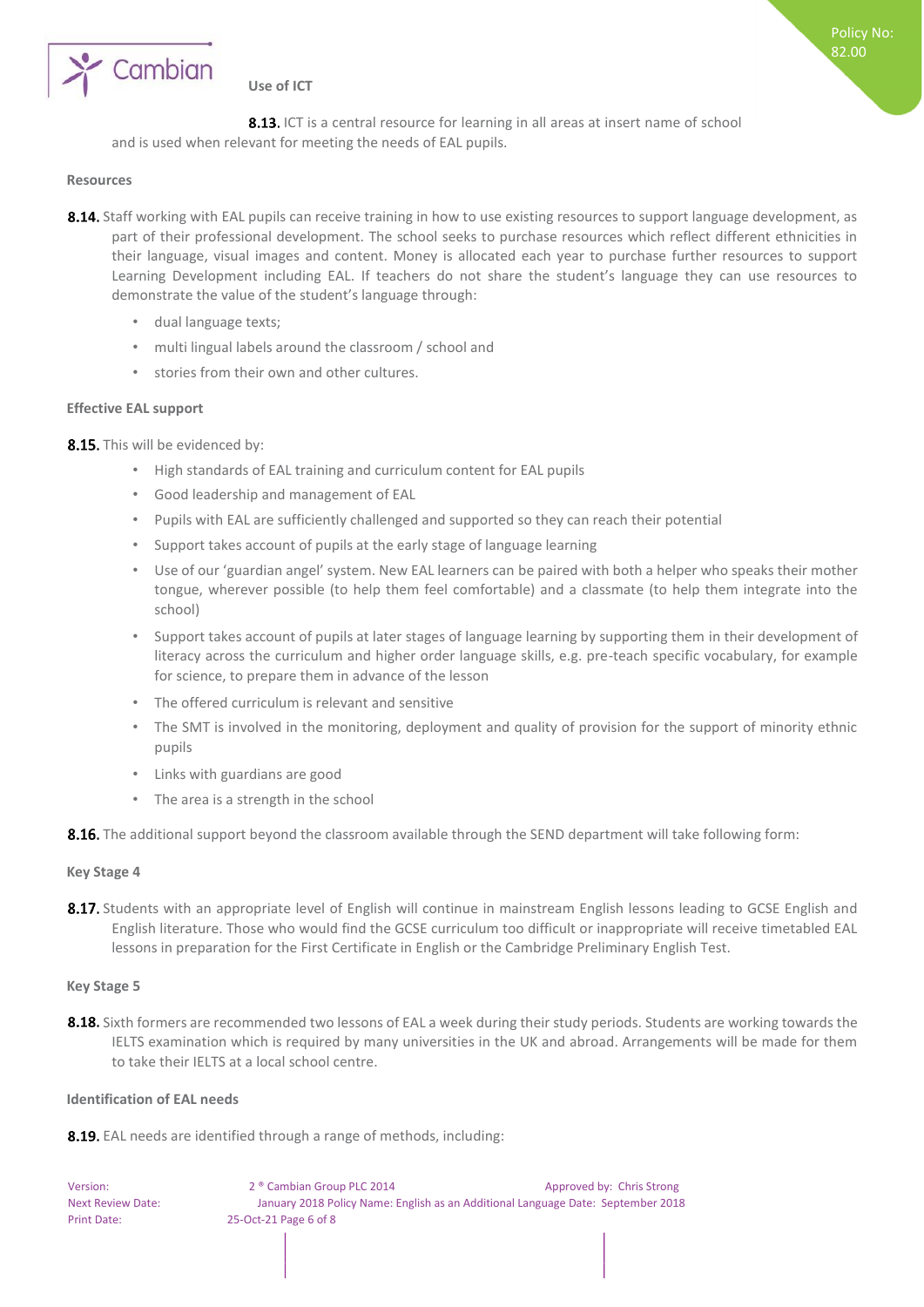### Use of ICT

**8.13.** ICT is a central resource for learning in all areas at insert name of school and is used when relevant for meeting the needs of EAL pupils.

### Resources

**8.14.** Staff working with EAL pupils can receive training in how to use existing resources to support language development, as part of their professional development. The school seeks to purchase resources which reflect different ethnicities in their language, visual images and content. Money is allocated each year to purchase further resources to support Learning Development including EAL. If teachers do not share the student's language they can use resources to demonstrate the value of the student's language through:

- dual language texts;
- multi lingual labels around the classroom / school and
- stories from their own and other cultures.

### Effective EAL support

**8.15.** This will be evidenced by:

- High standards of EAL training and curriculum content for EAL pupils
- Good leadership and management of EAL
- Pupils with EAL are sufficiently challenged and supported so they can reach their potential
- Support takes account of pupils at the early stage of language learning
- Use of our 'guardian angel' system. New EAL learners can be paired with both a helper who speaks their mother tongue, wherever possible (to help them feel comfortable) and a classmate (to help them integrate into the school)
- Support takes account of pupils at later stages of language learning by supporting them in their development of literacy across the curriculum and higher order language skills, e.g. pre-teach specific vocabulary, for example for science, to prepare them in advance of the lesson
- The offered curriculum is relevant and sensitive
- The SMT is involved in the monitoring, deployment and quality of provision for the support of minority ethnic pupils
- Links with guardians are good
- The area is a strength in the school

**8.16.** The additional support beyond the classroom available through the SEND department will take following form:

### Key Stage 4

**8.17.** Students with an appropriate level of English will continue in mainstream English lessons leading to GCSE English and English literature. Those who would find the GCSE curriculum too difficult or inappropriate will receive timetabled EAL lessons in preparation for the First Certificate in English or the Cambridge Preliminary English Test.

### Key Stage 5

**8.18.** Sixth formers are recommended two lessons of EAL a week during their study periods. Students are working towards the IELTS examination which is required by many universities in the UK and abroad. Arrangements will be made for them to take their IELTS at a local school centre.

### Identification of EAL needs

**8.19.** EAL needs are identified through a range of methods, including: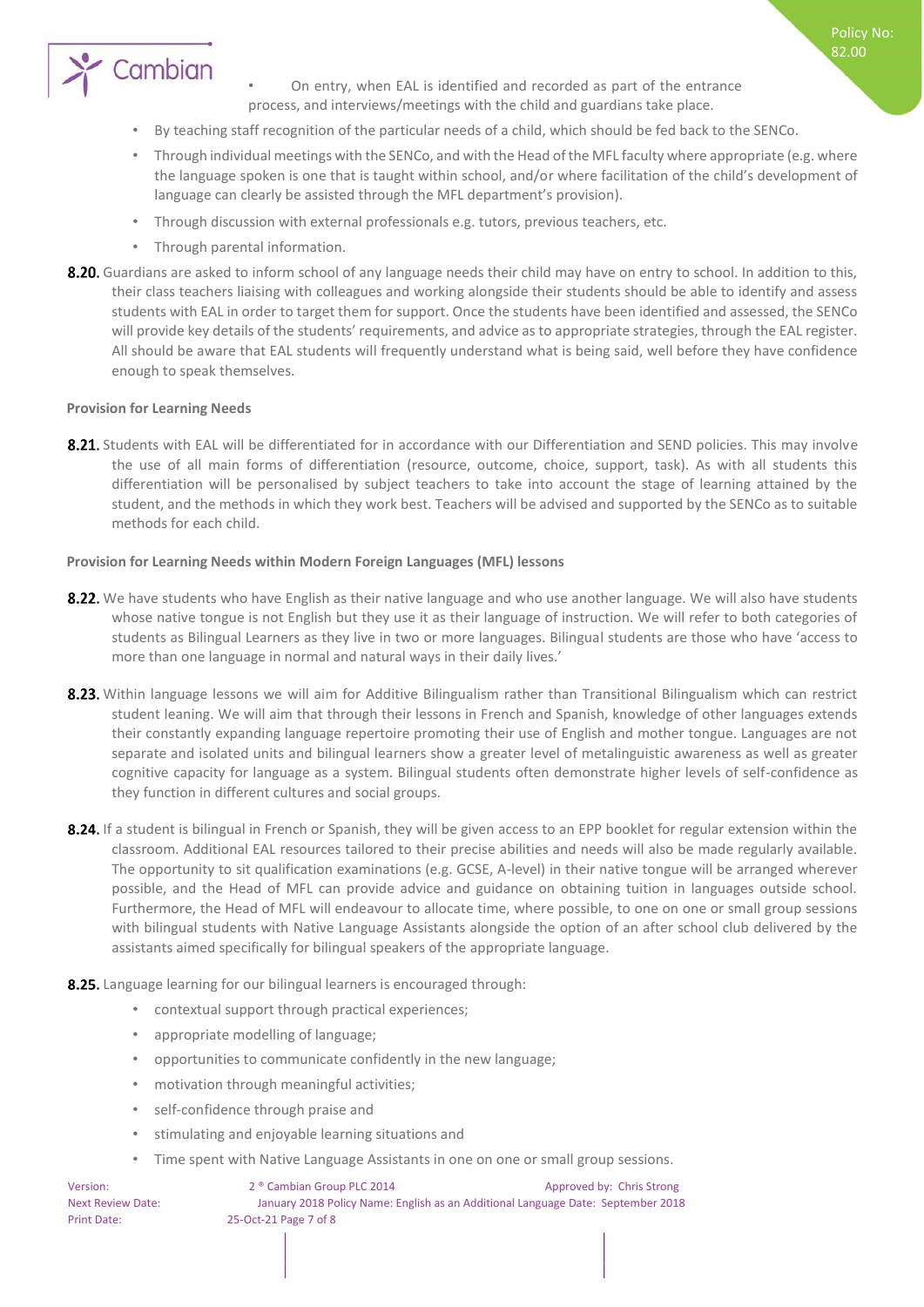- On entry, when EAL is identified and recorded as part of the entrance process, and interviews/meetings with the child and guardians take place.
- By teaching staff recognition of the particular needs of a child, which should be fed back to the SENCo.
- Through individual meetings with the SENCo, and with the Head of the MFL faculty where appropriate (e.g. where the language spoken is one that is taught within school, and/or where facilitation of the child's development of language can clearly be assisted through the MFL department's provision).
- Through discussion with external professionals e.g. tutors, previous teachers, etc.
- Through parental information.

**8.20.** Guardians are asked to inform school of any language needs their child may have on entry to school. In addition to this, their class teachers liaising with colleagues and working alongside their students should be able to identify and assess students with EAL in order to target them for support. Once the students have been identified and assessed, the SENCo will provide key details of the students' requirements, and advice as to appropriate strategies, through the EAL register. All should be aware that EAL students will frequently understand what is being said, well before they have confidence enough to speak themselves.

**Provision for Learning Needs**

**8.21.** Students with EAL will be differentiated for in accordance with our Differentiation and SEND policies. This may involve the use of all main forms of differentiation (resource, outcome, choice, support, task). As with all students this differentiation will be personalised by subject teachers to take into account the stage of learning attained by the student, and the methods in which they work best. Teachers will be advised and supported by the SENCo as to suitable methods for each child.

**Provision for Learning Needs within Modern Foreign Languages (MFL) lessons**

**8.22.** We have students who have English as their native language and who use another language. We will also have students whose native tongue is not English but they use it as their language of instruction. We will refer to both categories of students as Bilingual Learners as they live in two or more languages. Bilingual students are those who have 'access to more than one language in normal and natural ways in their daily lives.'

**8.23.** Within language lessons we will aim for Additive Bilingualism rather than Transitional Bilingualism which can restrict student leaning. We will aim that through their lessons in French and Spanish, knowledge of other languages extends their constantly expanding language repertoire promoting their use of English and mother tongue. Languages are not separate and isolated units and bilingual learners show a greater level of metalinguistic awareness as well as greater cognitive capacity for language as a system. Bilingual students often demonstrate higher levels of self-confidence as they function in different cultures and social groups.

**8.24.** If a student is bilingual in French or Spanish, they will be given access to an EPP booklet for regular extension within the classroom. Additional EAL resources tailored to their precise abilities and needs will also be made regularly available. The opportunity to sit qualification examinations (e.g. GCSE, A-level) in their native tongue will be arranged wherever possible, and the Head of MFL can provide advice and guidance on obtaining tuition in languages outside school. Furthermore, the Head of MFL will endeavour to allocate time, where possible, to one on one or small group sessions with bilingual students with Native Language Assistants alongside the option of an after school club delivered by the assistants aimed specifically for bilingual speakers of the appropriate language.

**8.25.** Language learning for our bilingual learners is encouraged through:

- contextual support through practical experiences;
- appropriate modelling of language;
- opportunities to communicate confidently in the new language;
- motivation through meaningful activities;
- self-confidence through praise and
- stimulating and enjoyable learning situations and
- Time spent with Native Language Assistants in one on one or small group sessions.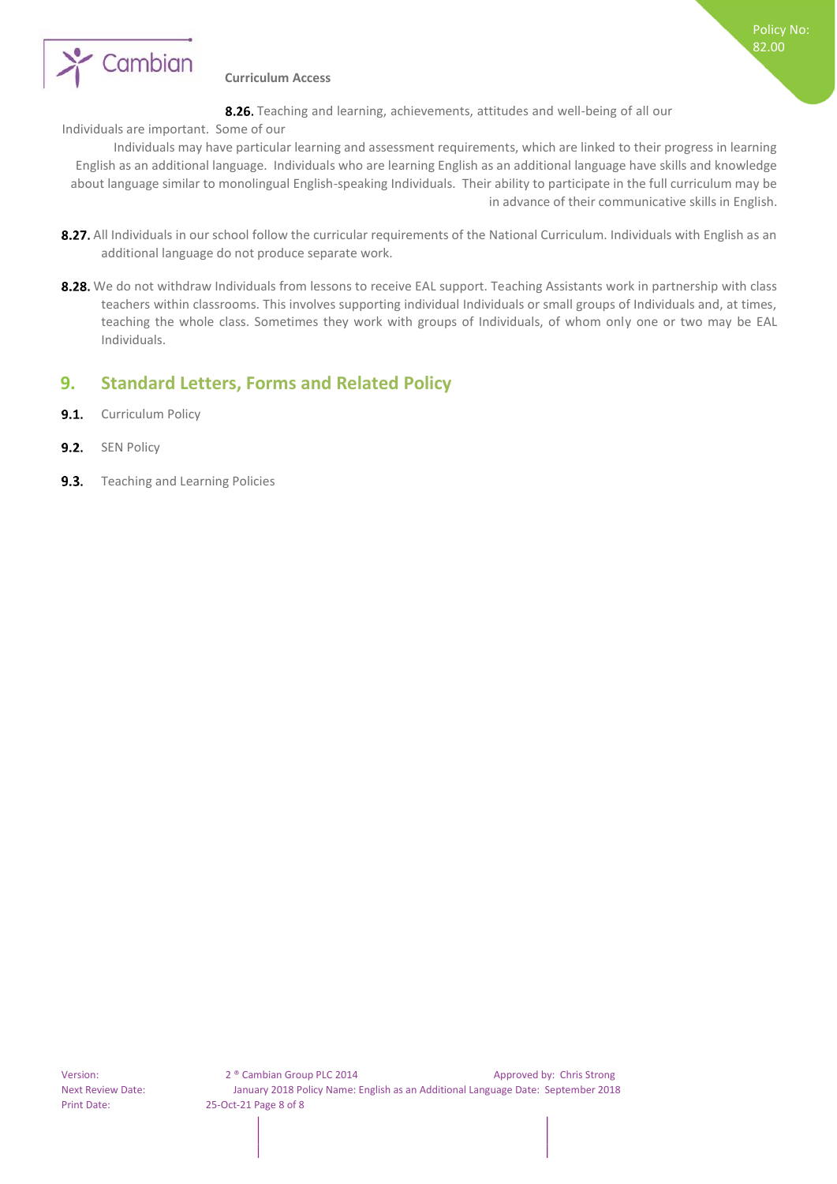**Curriculum Access**

**8.26.** Teaching and learning, achievements, attitudes and well-being of all our Individuals are important. Some of our Individuals may have particular learning and assessment requirements, which are linked to their progress in learning English as an additional language. Individuals who are learning English as an additional language have skills and knowledge about language similar to monolingual English-speaking Individuals. Their ability to participate in the full curriculum may be in advance of their communicative skills in English.

**8.27.** All Individuals in our school follow the curricular requirements of the National Curriculum. Individuals with English as an additional language do not produce separate work.

**8.28.** We do not withdraw Individuals from lessons to receive EAL support. Teaching Assistants work in partnership with class teachers within classrooms. This involves supporting individual Individuals or small groups of Individuals and, at times, teaching the whole class. Sometimes they work with groups of Individuals, of whom only one or two may be EAL Individuals.

## 9. Standard Letters, Forms and Related Policy

**9.1.** Curriculum Policy

**9.2.** SEN Policy

**9.3.** Teaching and Learning Policies